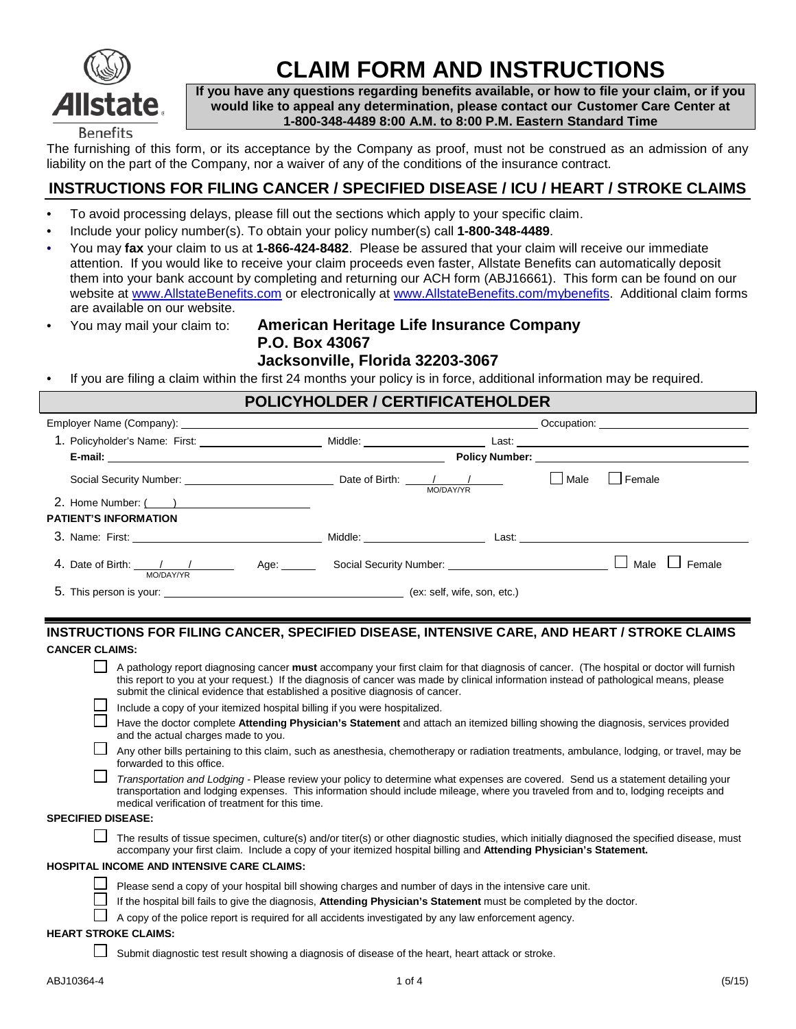Allstate Benefits

# CLAIM FORM AND INSTRUCTIONS

**If you have any questions regarding benefits available, or how to file your claim, or if you would like to appeal any determination, please contact our Customer Care Center at 1-800-348-4489 8:00 A.M. to 8:00 P.M. Eastern Standard Time**

The furnishing of this form, or its acceptance by the Company as proof, must not be construed as an admission of any liability on the part of the Company, nor a waiver of any of the conditions of the insurance contract.

## INSTRUCTIONS FOR FILING CANCER / SPECIFIED DISEASE / ICU / HEART / STROKE CLAIMS

- To avoid processing delays, please fill out the sections which apply to your specific claim.
- Include your policy number(s). To obtain your policy number(s) call **1-800-348-4489**.
- You may **fax** your claim to us at **1-866-424-8482**. Please be assured that your claim will receive our immediate attention. If you would like to receive your claim proceeds even faster, Allstate Benefits can automatically deposit them into your bank account by completing and returning our ACH form (ABJ16661). This form can be found on our website at www.AllstateBenefits.com or electronically at www.AllstateBenefits.com/mybenefits. Additional claim forms are available on our website.
- You may mail your claim to: **American Heritage Life Insurance Company**
  **P.O. Box 43067**
  **Jacksonville, Florida 32203-3067**
- If you are filing a claim within the first 24 months your policy is in force, additional information may be required.

## POLICYHOLDER / CERTIFICATEHOLDER

Employer Name (Company): ______________________ Occupation: ______________________

1. Policyholder's Name: First: ____________ Middle: ____________ Last: ____________
   **E-mail:** ______________________ **Policy Number:** ______________________
   Social Security Number: ____________ Date of Birth: ___/___/___ (MO/DAY/YR) ☐ Male ☐ Female
2. Home Number: (____) ______________

**PATIENT'S INFORMATION**

3. Name: First: ____________ Middle: ____________ Last: ____________
4. Date of Birth: ___/___/___ (MO/DAY/YR) Age: ______ Social Security Number: ____________ ☐ Male ☐ Female
5. This person is your: ______________________ (ex: self, wife, son, etc.)

## INSTRUCTIONS FOR FILING CANCER, SPECIFIED DISEASE, INTENSIVE CARE, AND HEART / STROKE CLAIMS

**CANCER CLAIMS:**

- ☐ A pathology report diagnosing cancer **must** accompany your first claim for that diagnosis of cancer. (The hospital or doctor will furnish this report to you at your request.) If the diagnosis of cancer was made by clinical information instead of pathological means, please submit the clinical evidence that established a positive diagnosis of cancer.
- ☐ Include a copy of your itemized hospital billing if you were hospitalized.
- ☐ Have the doctor complete **Attending Physician's Statement** and attach an itemized billing showing the diagnosis, services provided and the actual charges made to you.
- ☐ Any other bills pertaining to this claim, such as anesthesia, chemotherapy or radiation treatments, ambulance, lodging, or travel, may be forwarded to this office.
- ☐ *Transportation and Lodging* - Please review your policy to determine what expenses are covered. Send us a statement detailing your transportation and lodging expenses. This information should include mileage, where you traveled from and to, lodging receipts and medical verification of treatment for this time.

**SPECIFIED DISEASE:**

- ☐ The results of tissue specimen, culture(s) and/or titer(s) or other diagnostic studies, which initially diagnosed the specified disease, must accompany your first claim. Include a copy of your itemized hospital billing and **Attending Physician's Statement.**

**HOSPITAL INCOME AND INTENSIVE CARE CLAIMS:**

- ☐ Please send a copy of your hospital bill showing charges and number of days in the intensive care unit.
- ☐ If the hospital bill fails to give the diagnosis, **Attending Physician's Statement** must be completed by the doctor.
- ☐ A copy of the police report is required for all accidents investigated by any law enforcement agency.

**HEART STROKE CLAIMS:**

- ☐ Submit diagnostic test result showing a diagnosis of disease of the heart, heart attack or stroke.

ABJ10364-4 (5/15)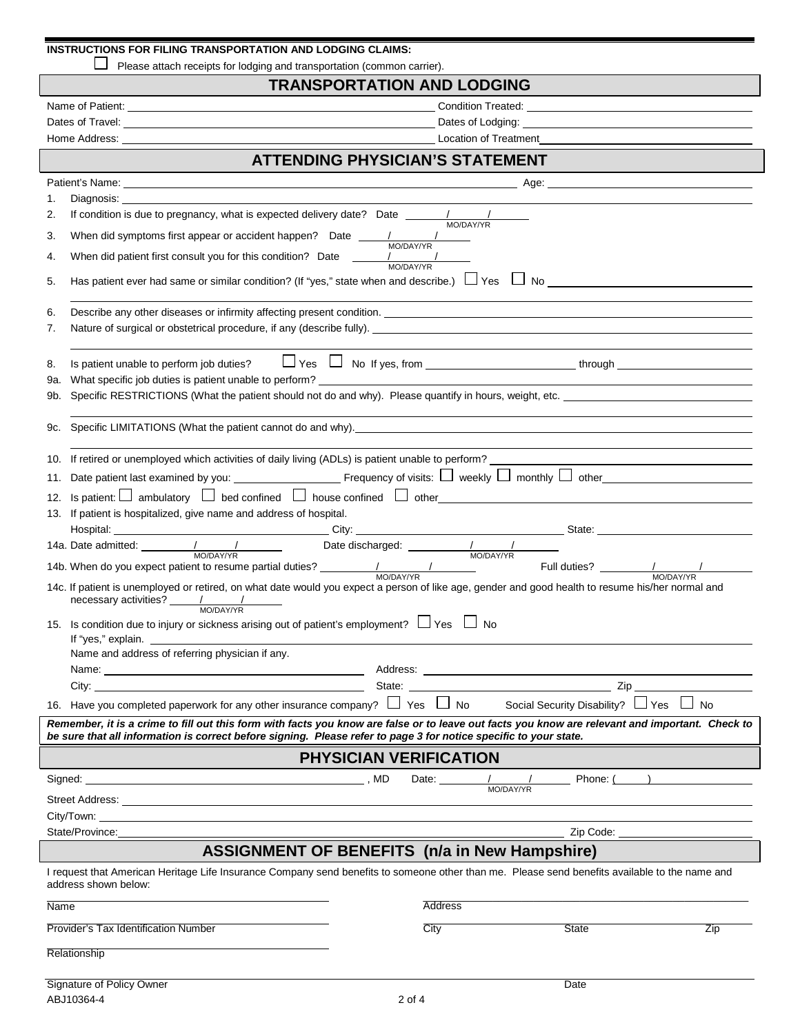**INSTRUCTIONS FOR FILING TRANSPORTATION AND LODGING CLAIMS:**

☐ Please attach receipts for lodging and transportation (common carrier).

## TRANSPORTATION AND LODGING

Name of Patient: ______________________ Condition Treated: ______________________

Dates of Travel: ______________________ Dates of Lodging: ______________________

Home Address: ______________________ Location of Treatment ______________________

## ATTENDING PHYSICIAN'S STATEMENT

Patient's Name: ______________________ Age: ______________________

1. Diagnosis: ______________________
2. If condition is due to pregnancy, what is expected delivery date? Date ____/____/____ (MO/DAY/YR)
3. When did symptoms first appear or accident happen? Date ____/____/____ (MO/DAY/YR)
4. When did patient first consult you for this condition? Date ____/____/____ (MO/DAY/YR)
5. Has patient ever had same or similar condition? (If "yes," state when and describe.) ☐ Yes ☐ No ______________________
6. Describe any other diseases or infirmity affecting present condition. ______________________
7. Nature of surgical or obstetrical procedure, if any (describe fully). ______________________
8. Is patient unable to perform job duties? ☐ Yes ☐ No If yes, from ____________ through ____________

9a. What specific job duties is patient unable to perform? ______________________

9b. Specific RESTRICTIONS (What the patient should not do and why). Please quantify in hours, weight, etc. ______________________

9c. Specific LIMITATIONS (What the patient cannot do and why). ______________________

10. If retired or unemployed which activities of daily living (ADLs) is patient unable to perform? ______________________
11. Date patient last examined by you: ____________ Frequency of visits: ☐ weekly ☐ monthly ☐ other ____________
12. Is patient: ☐ ambulatory ☐ bed confined ☐ house confined ☐ other ____________
13. If patient is hospitalized, give name and address of hospital.

    Hospital: ____________ City: ____________ State: ____________

14a. Date admitted: ____/____/____ (MO/DAY/YR) Date discharged: ____/____/____ (MO/DAY/YR)

14b. When do you expect patient to resume partial duties? ____/____/____ (MO/DAY/YR) Full duties? ____/____/____ (MO/DAY/YR)

14c. If patient is unemployed or retired, on what date would you expect a person of like age, gender and good health to resume his/her normal and necessary activities? ____/____/____ (MO/DAY/YR)

15. Is condition due to injury or sickness arising out of patient's employment? ☐ Yes ☐ No

    If "yes," explain. ______________________

    Name and address of referring physician if any.

    Name: ____________ Address: ____________

    City: ____________ State: ____________ Zip ____________

16. Have you completed paperwork for any other insurance company? ☐ Yes ☐ No Social Security Disability? ☐ Yes ☐ No

***Remember, it is a crime to fill out this form with facts you know are false or to leave out facts you know are relevant and important. Check to be sure that all information is correct before signing. Please refer to page 3 for notice specific to your state.***

## PHYSICIAN VERIFICATION

Signed: ______________________, MD Date: ____/____/____ (MO/DAY/YR) Phone: (____) ____________

Street Address: ______________________

City/Town: ______________________

State/Province: ______________________ Zip Code: ____________

## ASSIGNMENT OF BENEFITS (n/a in New Hampshire)

I request that American Heritage Life Insurance Company send benefits to someone other than me. Please send benefits available to the name and address shown below:

______________________ Name

______________________ Address

______________________ Provider's Tax Identification Number

______________________ City ____________ State ____________ Zip

______________________ Relationship

______________________ Signature of Policy Owner ____________ Date

ABJ10364-4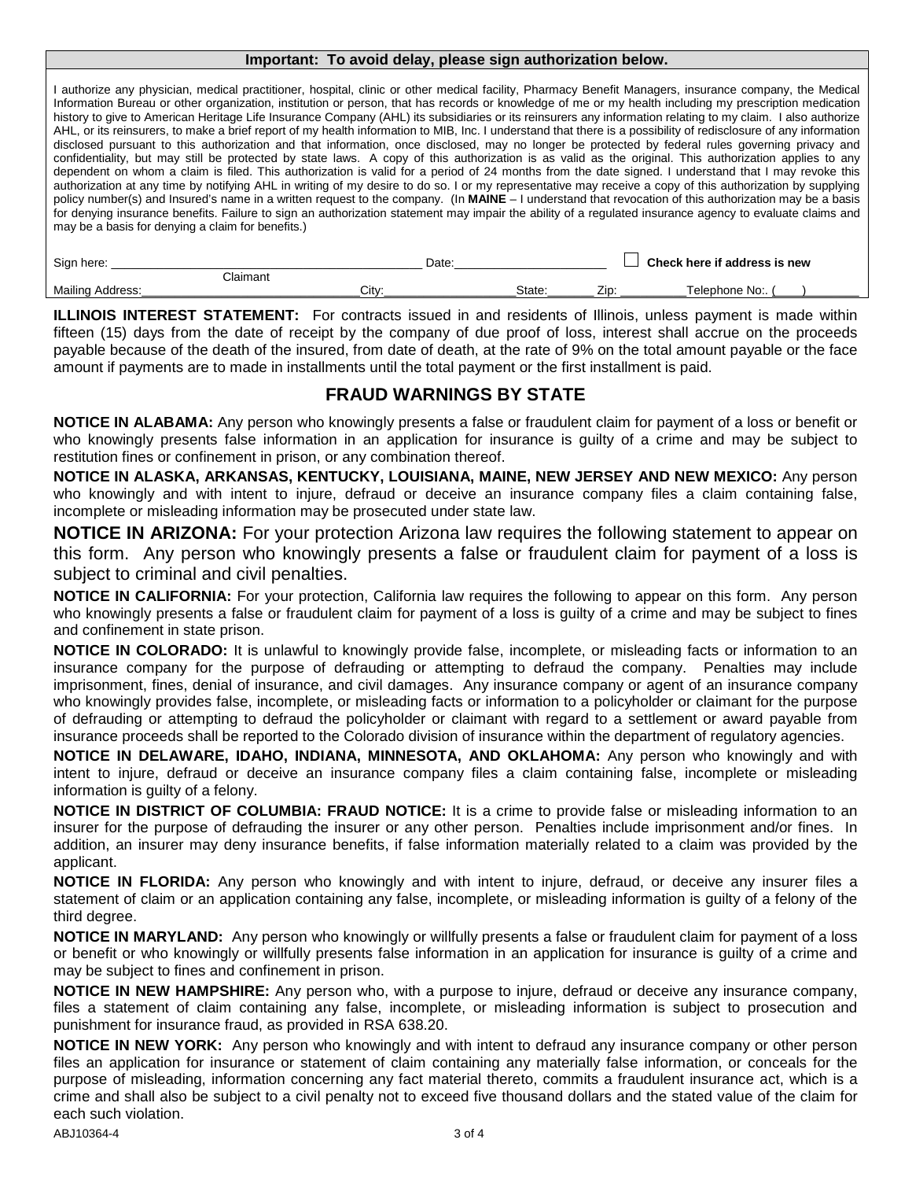**Important: To avoid delay, please sign authorization below.**

I authorize any physician, medical practitioner, hospital, clinic or other medical facility, Pharmacy Benefit Managers, insurance company, the Medical Information Bureau or other organization, institution or person, that has records or knowledge of me or my health including my prescription medication history to give to American Heritage Life Insurance Company (AHL) its subsidiaries or its reinsurers any information relating to my claim. I also authorize AHL, or its reinsurers, to make a brief report of my health information to MIB, Inc. I understand that there is a possibility of redisclosure of any information disclosed pursuant to this authorization and that information, once disclosed, may no longer be protected by federal rules governing privacy and confidentiality, but may still be protected by state laws. A copy of this authorization is as valid as the original. This authorization applies to any dependent on whom a claim is filed. This authorization is valid for a period of 24 months from the date signed. I understand that I may revoke this authorization at any time by notifying AHL in writing of my desire to do so. I or my representative may receive a copy of this authorization by supplying policy number(s) and Insured's name in a written request to the company. (In **MAINE** – I understand that revocation of this authorization may be a basis for denying insurance benefits. Failure to sign an authorization statement may impair the ability of a regulated insurance agency to evaluate claims and may be a basis for denying a claim for benefits.)

Sign here: ______________________________ (Claimant) Date: ____________________ ☐ **Check here if address is new**

Mailing Address: ____________________ City: ____________________ State: ________ Zip: __________ Telephone No:. (____) ________

**ILLINOIS INTEREST STATEMENT:** For contracts issued in and residents of Illinois, unless payment is made within fifteen (15) days from the date of receipt by the company of due proof of loss, interest shall accrue on the proceeds payable because of the death of the insured, from date of death, at the rate of 9% on the total amount payable or the face amount if payments are to made in installments until the total payment or the first installment is paid.

## FRAUD WARNINGS BY STATE

**NOTICE IN ALABAMA:** Any person who knowingly presents a false or fraudulent claim for payment of a loss or benefit or who knowingly presents false information in an application for insurance is guilty of a crime and may be subject to restitution fines or confinement in prison, or any combination thereof.

**NOTICE IN ALASKA, ARKANSAS, KENTUCKY, LOUISIANA, MAINE, NEW JERSEY AND NEW MEXICO:** Any person who knowingly and with intent to injure, defraud or deceive an insurance company files a claim containing false, incomplete or misleading information may be prosecuted under state law.

**NOTICE IN ARIZONA:** For your protection Arizona law requires the following statement to appear on this form. Any person who knowingly presents a false or fraudulent claim for payment of a loss is subject to criminal and civil penalties.

**NOTICE IN CALIFORNIA:** For your protection, California law requires the following to appear on this form. Any person who knowingly presents a false or fraudulent claim for payment of a loss is guilty of a crime and may be subject to fines and confinement in state prison.

**NOTICE IN COLORADO:** It is unlawful to knowingly provide false, incomplete, or misleading facts or information to an insurance company for the purpose of defrauding or attempting to defraud the company. Penalties may include imprisonment, fines, denial of insurance, and civil damages. Any insurance company or agent of an insurance company who knowingly provides false, incomplete, or misleading facts or information to a policyholder or claimant for the purpose of defrauding or attempting to defraud the policyholder or claimant with regard to a settlement or award payable from insurance proceeds shall be reported to the Colorado division of insurance within the department of regulatory agencies.

**NOTICE IN DELAWARE, IDAHO, INDIANA, MINNESOTA, AND OKLAHOMA:** Any person who knowingly and with intent to injure, defraud or deceive an insurance company files a claim containing false, incomplete or misleading information is guilty of a felony.

**NOTICE IN DISTRICT OF COLUMBIA: FRAUD NOTICE:** It is a crime to provide false or misleading information to an insurer for the purpose of defrauding the insurer or any other person. Penalties include imprisonment and/or fines. In addition, an insurer may deny insurance benefits, if false information materially related to a claim was provided by the applicant.

**NOTICE IN FLORIDA:** Any person who knowingly and with intent to injure, defraud, or deceive any insurer files a statement of claim or an application containing any false, incomplete, or misleading information is guilty of a felony of the third degree.

**NOTICE IN MARYLAND:** Any person who knowingly or willfully presents a false or fraudulent claim for payment of a loss or benefit or who knowingly or willfully presents false information in an application for insurance is guilty of a crime and may be subject to fines and confinement in prison.

**NOTICE IN NEW HAMPSHIRE:** Any person who, with a purpose to injure, defraud or deceive any insurance company, files a statement of claim containing any false, incomplete, or misleading information is subject to prosecution and punishment for insurance fraud, as provided in RSA 638.20.

**NOTICE IN NEW YORK:** Any person who knowingly and with intent to defraud any insurance company or other person files an application for insurance or statement of claim containing any materially false information, or conceals for the purpose of misleading, information concerning any fact material thereto, commits a fraudulent insurance act, which is a crime and shall also be subject to a civil penalty not to exceed five thousand dollars and the stated value of the claim for each such violation.

ABJ10364-4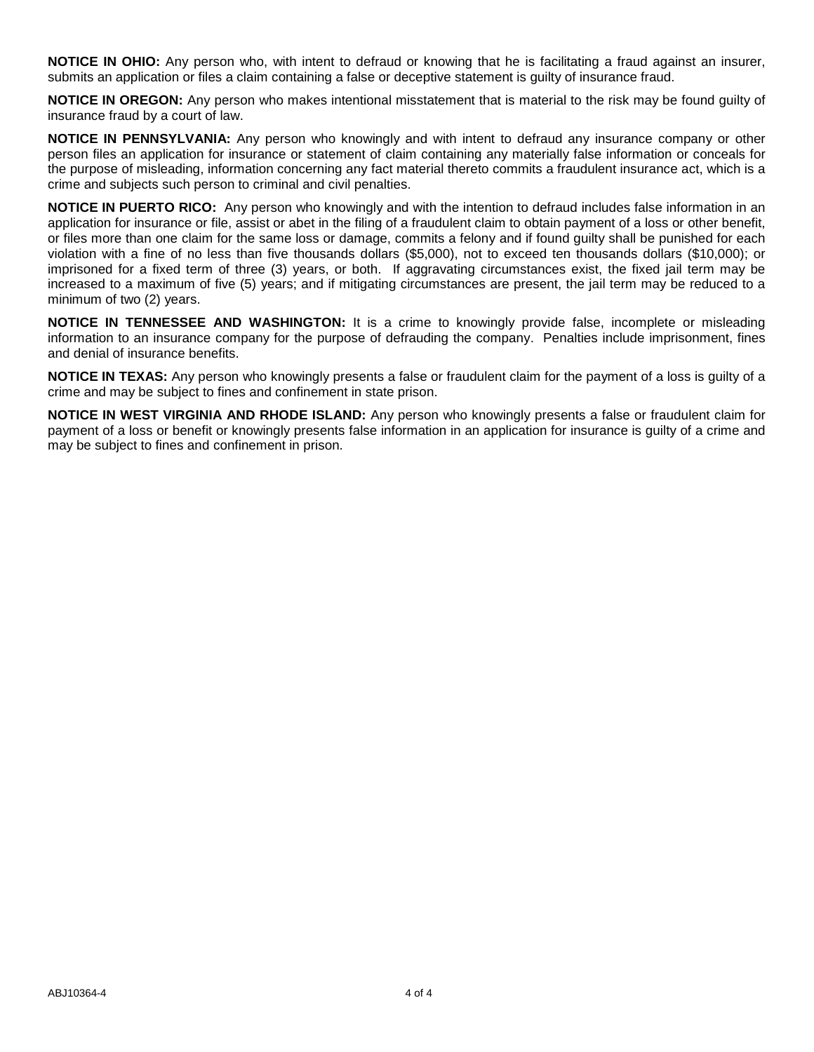**NOTICE IN OHIO:** Any person who, with intent to defraud or knowing that he is facilitating a fraud against an insurer, submits an application or files a claim containing a false or deceptive statement is guilty of insurance fraud.

**NOTICE IN OREGON:** Any person who makes intentional misstatement that is material to the risk may be found guilty of insurance fraud by a court of law.

**NOTICE IN PENNSYLVANIA:** Any person who knowingly and with intent to defraud any insurance company or other person files an application for insurance or statement of claim containing any materially false information or conceals for the purpose of misleading, information concerning any fact material thereto commits a fraudulent insurance act, which is a crime and subjects such person to criminal and civil penalties.

**NOTICE IN PUERTO RICO:** Any person who knowingly and with the intention to defraud includes false information in an application for insurance or file, assist or abet in the filing of a fraudulent claim to obtain payment of a loss or other benefit, or files more than one claim for the same loss or damage, commits a felony and if found guilty shall be punished for each violation with a fine of no less than five thousands dollars ($5,000), not to exceed ten thousands dollars ($10,000); or imprisoned for a fixed term of three (3) years, or both. If aggravating circumstances exist, the fixed jail term may be increased to a maximum of five (5) years; and if mitigating circumstances are present, the jail term may be reduced to a minimum of two (2) years.

**NOTICE IN TENNESSEE AND WASHINGTON:** It is a crime to knowingly provide false, incomplete or misleading information to an insurance company for the purpose of defrauding the company. Penalties include imprisonment, fines and denial of insurance benefits.

**NOTICE IN TEXAS:** Any person who knowingly presents a false or fraudulent claim for the payment of a loss is guilty of a crime and may be subject to fines and confinement in state prison.

**NOTICE IN WEST VIRGINIA AND RHODE ISLAND:** Any person who knowingly presents a false or fraudulent claim for payment of a loss or benefit or knowingly presents false information in an application for insurance is guilty of a crime and may be subject to fines and confinement in prison.

ABJ10364-4